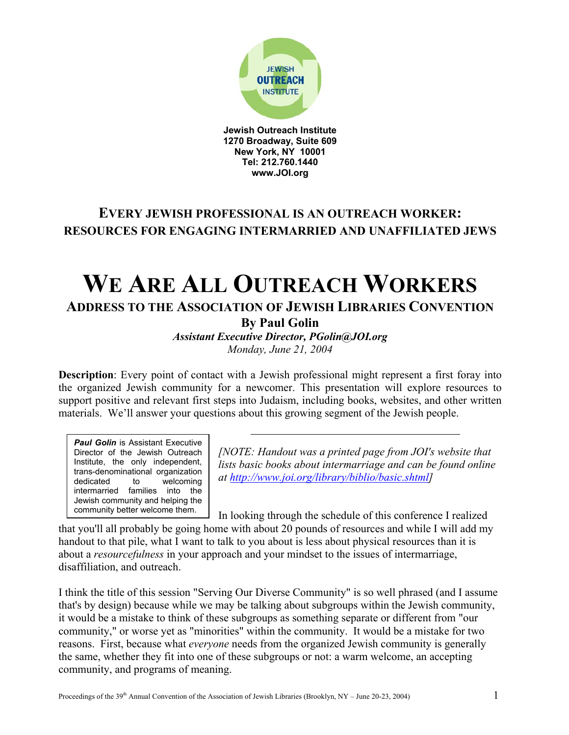**Jewish Outreach Institute**
**1270 Broadway, Suite 609**
**New York, NY 10001**
**Tel: 212.760.1440**
**www.JOI.org**

## EVERY JEWISH PROFESSIONAL IS AN OUTREACH WORKER: RESOURCES FOR ENGAGING INTERMARRIED AND UNAFFILIATED JEWS

# WE ARE ALL OUTREACH WORKERS

### ADDRESS TO THE ASSOCIATION OF JEWISH LIBRARIES CONVENTION

**By Paul Golin**

***Assistant Executive Director, PGolin@JOI.org***

*Monday, June 21, 2004*

**Description**: Every point of contact with a Jewish professional might represent a first foray into the organized Jewish community for a newcomer. This presentation will explore resources to support positive and relevant first steps into Judaism, including books, websites, and other written materials. We'll answer your questions about this growing segment of the Jewish people.

> ***Paul Golin*** is Assistant Executive Director of the Jewish Outreach Institute, the only independent, trans-denominational organization dedicated to welcoming intermarried families into the Jewish community and helping the community better welcome them.

*[NOTE: Handout was a printed page from JOI's website that lists basic books about intermarriage and can be found online at http://www.joi.org/library/biblio/basic.shtml]*

In looking through the schedule of this conference I realized that you'll all probably be going home with about 20 pounds of resources and while I will add my handout to that pile, what I want to talk to you about is less about physical resources than it is about a *resourcefulness* in your approach and your mindset to the issues of intermarriage, disaffiliation, and outreach.

I think the title of this session "Serving Our Diverse Community" is so well phrased (and I assume that's by design) because while we may be talking about subgroups within the Jewish community, it would be a mistake to think of these subgroups as something separate or different from "our community," or worse yet as "minorities" within the community. It would be a mistake for two reasons. First, because what *everyone* needs from the organized Jewish community is generally the same, whether they fit into one of these subgroups or not: a warm welcome, an accepting community, and programs of meaning.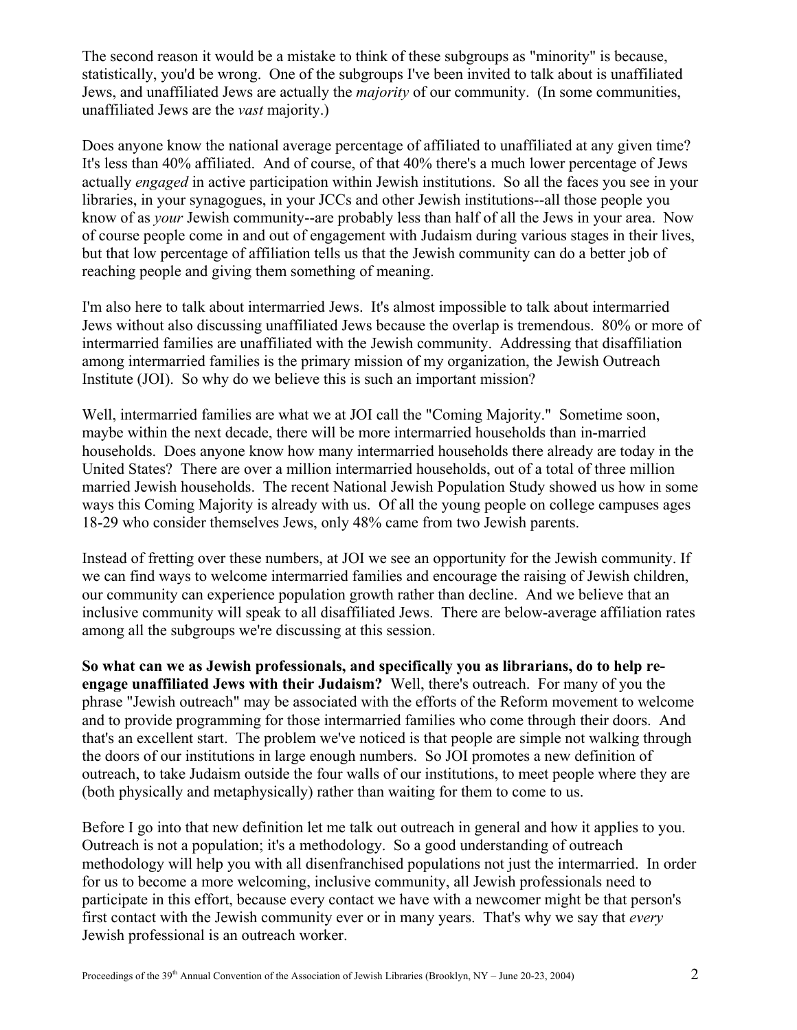The second reason it would be a mistake to think of these subgroups as "minority" is because, statistically, you'd be wrong. One of the subgroups I've been invited to talk about is unaffiliated Jews, and unaffiliated Jews are actually the *majority* of our community. (In some communities, unaffiliated Jews are the *vast* majority.)

Does anyone know the national average percentage of affiliated to unaffiliated at any given time? It's less than 40% affiliated. And of course, of that 40% there's a much lower percentage of Jews actually *engaged* in active participation within Jewish institutions. So all the faces you see in your libraries, in your synagogues, in your JCCs and other Jewish institutions--all those people you know of as *your* Jewish community--are probably less than half of all the Jews in your area. Now of course people come in and out of engagement with Judaism during various stages in their lives, but that low percentage of affiliation tells us that the Jewish community can do a better job of reaching people and giving them something of meaning.

I'm also here to talk about intermarried Jews. It's almost impossible to talk about intermarried Jews without also discussing unaffiliated Jews because the overlap is tremendous. 80% or more of intermarried families are unaffiliated with the Jewish community. Addressing that disaffiliation among intermarried families is the primary mission of my organization, the Jewish Outreach Institute (JOI). So why do we believe this is such an important mission?

Well, intermarried families are what we at JOI call the "Coming Majority." Sometime soon, maybe within the next decade, there will be more intermarried households than in-married households. Does anyone know how many intermarried households there already are today in the United States? There are over a million intermarried households, out of a total of three million married Jewish households. The recent National Jewish Population Study showed us how in some ways this Coming Majority is already with us. Of all the young people on college campuses ages 18-29 who consider themselves Jews, only 48% came from two Jewish parents.

Instead of fretting over these numbers, at JOI we see an opportunity for the Jewish community. If we can find ways to welcome intermarried families and encourage the raising of Jewish children, our community can experience population growth rather than decline. And we believe that an inclusive community will speak to all disaffiliated Jews. There are below-average affiliation rates among all the subgroups we're discussing at this session.

**So what can we as Jewish professionals, and specifically you as librarians, do to help re-engage unaffiliated Jews with their Judaism?** Well, there's outreach. For many of you the phrase "Jewish outreach" may be associated with the efforts of the Reform movement to welcome and to provide programming for those intermarried families who come through their doors. And that's an excellent start. The problem we've noticed is that people are simple not walking through the doors of our institutions in large enough numbers. So JOI promotes a new definition of outreach, to take Judaism outside the four walls of our institutions, to meet people where they are (both physically and metaphysically) rather than waiting for them to come to us.

Before I go into that new definition let me talk out outreach in general and how it applies to you. Outreach is not a population; it's a methodology. So a good understanding of outreach methodology will help you with all disenfranchised populations not just the intermarried. In order for us to become a more welcoming, inclusive community, all Jewish professionals need to participate in this effort, because every contact we have with a newcomer might be that person's first contact with the Jewish community ever or in many years. That's why we say that *every* Jewish professional is an outreach worker.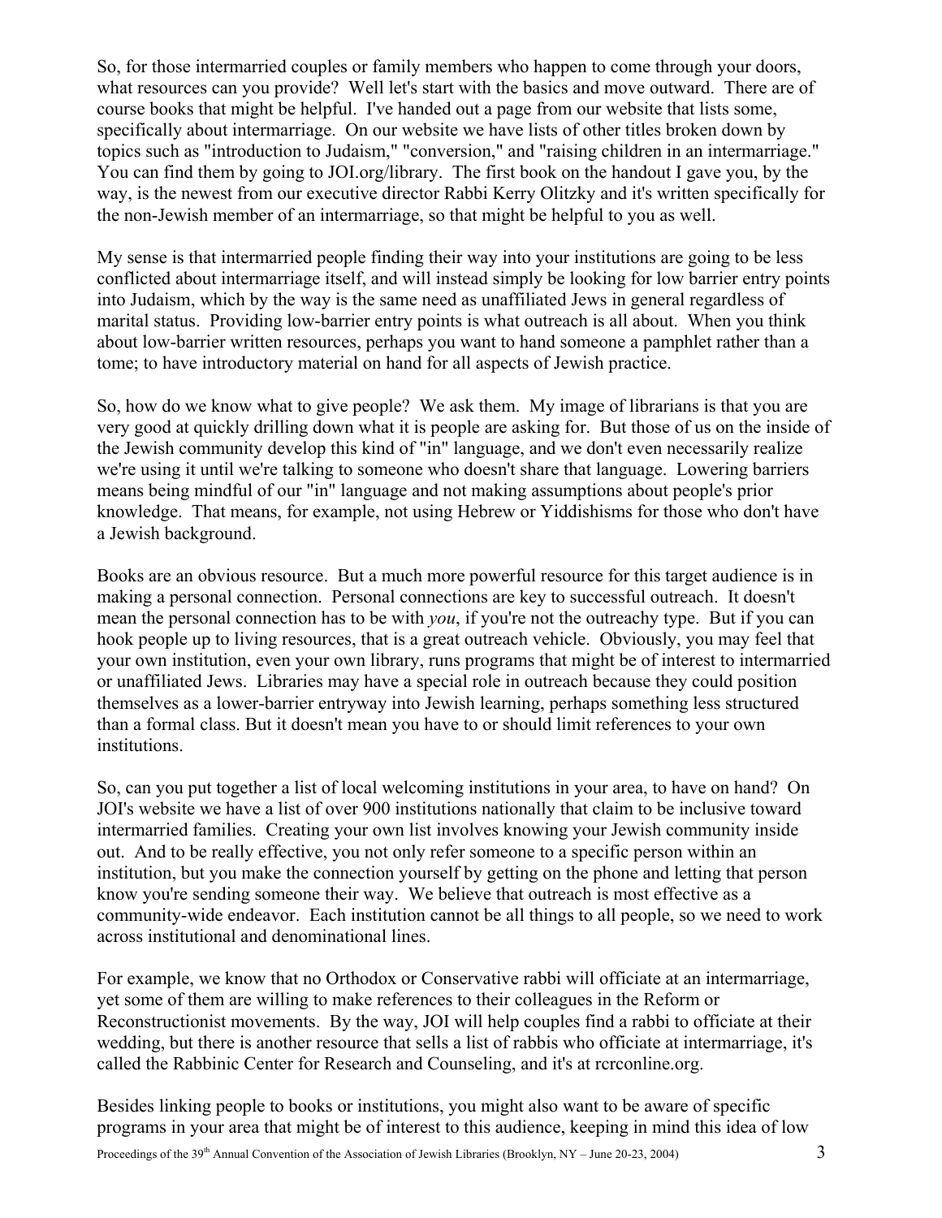So, for those intermarried couples or family members who happen to come through your doors, what resources can you provide? Well let's start with the basics and move outward. There are of course books that might be helpful. I've handed out a page from our website that lists some, specifically about intermarriage. On our website we have lists of other titles broken down by topics such as "introduction to Judaism," "conversion," and "raising children in an intermarriage." You can find them by going to JOI.org/library. The first book on the handout I gave you, by the way, is the newest from our executive director Rabbi Kerry Olitzky and it's written specifically for the non-Jewish member of an intermarriage, so that might be helpful to you as well.

My sense is that intermarried people finding their way into your institutions are going to be less conflicted about intermarriage itself, and will instead simply be looking for low barrier entry points into Judaism, which by the way is the same need as unaffiliated Jews in general regardless of marital status. Providing low-barrier entry points is what outreach is all about. When you think about low-barrier written resources, perhaps you want to hand someone a pamphlet rather than a tome; to have introductory material on hand for all aspects of Jewish practice.

So, how do we know what to give people? We ask them. My image of librarians is that you are very good at quickly drilling down what it is people are asking for. But those of us on the inside of the Jewish community develop this kind of "in" language, and we don't even necessarily realize we're using it until we're talking to someone who doesn't share that language. Lowering barriers means being mindful of our "in" language and not making assumptions about people's prior knowledge. That means, for example, not using Hebrew or Yiddishisms for those who don't have a Jewish background.

Books are an obvious resource. But a much more powerful resource for this target audience is in making a personal connection. Personal connections are key to successful outreach. It doesn't mean the personal connection has to be with *you*, if you're not the outreachy type. But if you can hook people up to living resources, that is a great outreach vehicle. Obviously, you may feel that your own institution, even your own library, runs programs that might be of interest to intermarried or unaffiliated Jews. Libraries may have a special role in outreach because they could position themselves as a lower-barrier entryway into Jewish learning, perhaps something less structured than a formal class. But it doesn't mean you have to or should limit references to your own institutions.

So, can you put together a list of local welcoming institutions in your area, to have on hand? On JOI's website we have a list of over 900 institutions nationally that claim to be inclusive toward intermarried families. Creating your own list involves knowing your Jewish community inside out. And to be really effective, you not only refer someone to a specific person within an institution, but you make the connection yourself by getting on the phone and letting that person know you're sending someone their way. We believe that outreach is most effective as a community-wide endeavor. Each institution cannot be all things to all people, so we need to work across institutional and denominational lines.

For example, we know that no Orthodox or Conservative rabbi will officiate at an intermarriage, yet some of them are willing to make references to their colleagues in the Reform or Reconstructionist movements. By the way, JOI will help couples find a rabbi to officiate at their wedding, but there is another resource that sells a list of rabbis who officiate at intermarriage, it's called the Rabbinic Center for Research and Counseling, and it's at rcrconline.org.

Besides linking people to books or institutions, you might also want to be aware of specific programs in your area that might be of interest to this audience, keeping in mind this idea of low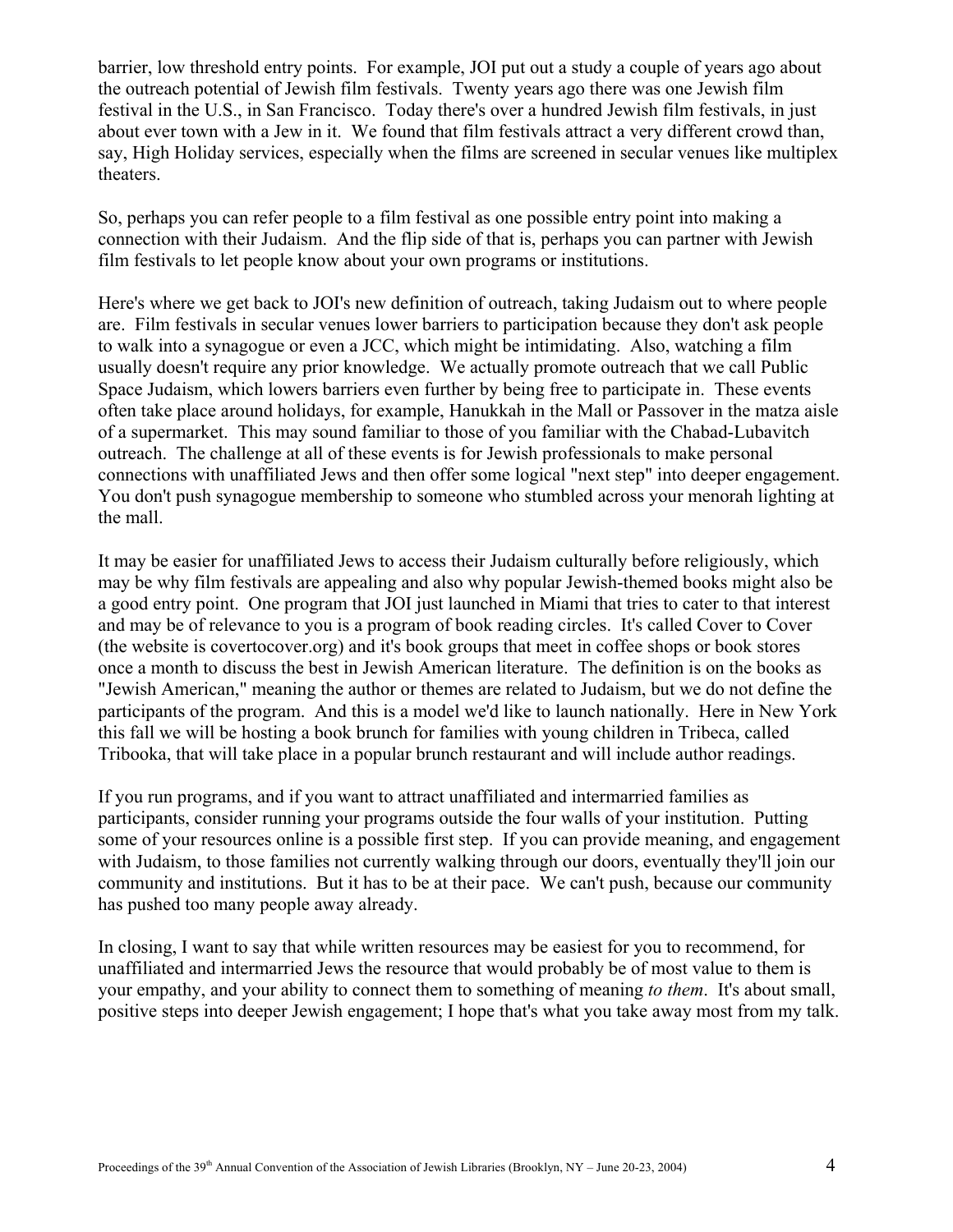barrier, low threshold entry points. For example, JOI put out a study a couple of years ago about the outreach potential of Jewish film festivals. Twenty years ago there was one Jewish film festival in the U.S., in San Francisco. Today there's over a hundred Jewish film festivals, in just about ever town with a Jew in it. We found that film festivals attract a very different crowd than, say, High Holiday services, especially when the films are screened in secular venues like multiplex theaters.

So, perhaps you can refer people to a film festival as one possible entry point into making a connection with their Judaism. And the flip side of that is, perhaps you can partner with Jewish film festivals to let people know about your own programs or institutions.

Here's where we get back to JOI's new definition of outreach, taking Judaism out to where people are. Film festivals in secular venues lower barriers to participation because they don't ask people to walk into a synagogue or even a JCC, which might be intimidating. Also, watching a film usually doesn't require any prior knowledge. We actually promote outreach that we call Public Space Judaism, which lowers barriers even further by being free to participate in. These events often take place around holidays, for example, Hanukkah in the Mall or Passover in the matza aisle of a supermarket. This may sound familiar to those of you familiar with the Chabad-Lubavitch outreach. The challenge at all of these events is for Jewish professionals to make personal connections with unaffiliated Jews and then offer some logical "next step" into deeper engagement. You don't push synagogue membership to someone who stumbled across your menorah lighting at the mall.

It may be easier for unaffiliated Jews to access their Judaism culturally before religiously, which may be why film festivals are appealing and also why popular Jewish-themed books might also be a good entry point. One program that JOI just launched in Miami that tries to cater to that interest and may be of relevance to you is a program of book reading circles. It's called Cover to Cover (the website is covertocover.org) and it's book groups that meet in coffee shops or book stores once a month to discuss the best in Jewish American literature. The definition is on the books as "Jewish American," meaning the author or themes are related to Judaism, but we do not define the participants of the program. And this is a model we'd like to launch nationally. Here in New York this fall we will be hosting a book brunch for families with young children in Tribeca, called Tribooka, that will take place in a popular brunch restaurant and will include author readings.

If you run programs, and if you want to attract unaffiliated and intermarried families as participants, consider running your programs outside the four walls of your institution. Putting some of your resources online is a possible first step. If you can provide meaning, and engagement with Judaism, to those families not currently walking through our doors, eventually they'll join our community and institutions. But it has to be at their pace. We can't push, because our community has pushed too many people away already.

In closing, I want to say that while written resources may be easiest for you to recommend, for unaffiliated and intermarried Jews the resource that would probably be of most value to them is your empathy, and your ability to connect them to something of meaning *to them*. It's about small, positive steps into deeper Jewish engagement; I hope that's what you take away most from my talk.